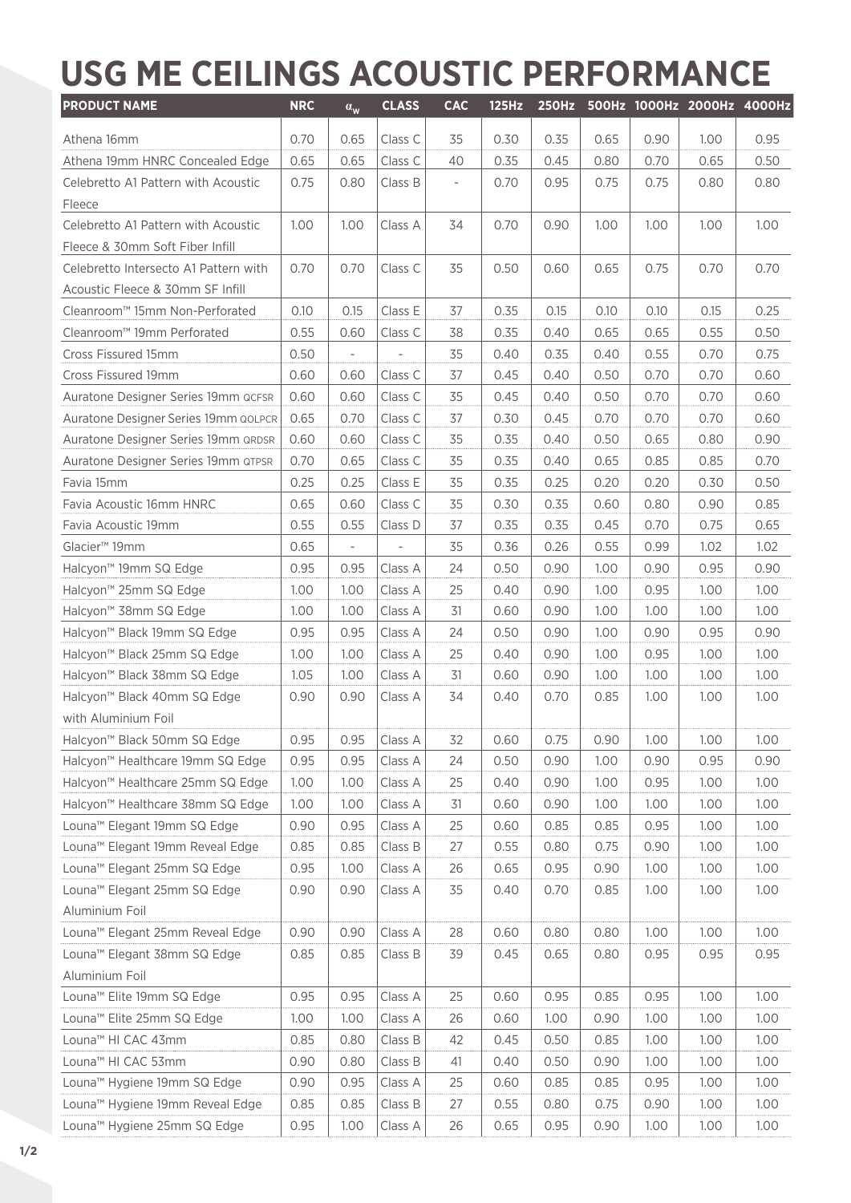# USG ME CEILINGS ACOUSTIC PERFORMANCE

| PRODUCT NAME | NRC | $\alpha_w$ | CLASS | CAC | 125Hz | 250Hz | 500Hz | 1000Hz | 2000Hz | 4000Hz |
|---|---|---|---|---|---|---|---|---|---|---|
| Athena 16mm | 0.70 | 0.65 | Class C | 35 | 0.30 | 0.35 | 0.65 | 0.90 | 1.00 | 0.95 |
| Athena 19mm HNRC Concealed Edge | 0.65 | 0.65 | Class C | 40 | 0.35 | 0.45 | 0.80 | 0.70 | 0.65 | 0.50 |
| Celebretto A1 Pattern with Acoustic Fleece | 0.75 | 0.80 | Class B | - | 0.70 | 0.95 | 0.75 | 0.75 | 0.80 | 0.80 |
| Celebretto A1 Pattern with Acoustic Fleece & 30mm Soft Fiber Infill | 1.00 | 1.00 | Class A | 34 | 0.70 | 0.90 | 1.00 | 1.00 | 1.00 | 1.00 |
| Celebretto Intersecto A1 Pattern with Acoustic Fleece & 30mm SF Infill | 0.70 | 0.70 | Class C | 35 | 0.50 | 0.60 | 0.65 | 0.75 | 0.70 | 0.70 |
| Cleanroom™ 15mm Non-Perforated | 0.10 | 0.15 | Class E | 37 | 0.35 | 0.15 | 0.10 | 0.10 | 0.15 | 0.25 |
| Cleanroom™ 19mm Perforated | 0.55 | 0.60 | Class C | 38 | 0.35 | 0.40 | 0.65 | 0.65 | 0.55 | 0.50 |
| Cross Fissured 15mm | 0.50 | - | - | 35 | 0.40 | 0.35 | 0.40 | 0.55 | 0.70 | 0.75 |
| Cross Fissured 19mm | 0.60 | 0.60 | Class C | 37 | 0.45 | 0.40 | 0.50 | 0.70 | 0.70 | 0.60 |
| Auratone Designer Series 19mm QCFSR | 0.60 | 0.60 | Class C | 35 | 0.45 | 0.40 | 0.50 | 0.70 | 0.70 | 0.60 |
| Auratone Designer Series 19mm QOLPCR | 0.65 | 0.70 | Class C | 37 | 0.30 | 0.45 | 0.70 | 0.70 | 0.70 | 0.60 |
| Auratone Designer Series 19mm QRDSR | 0.60 | 0.60 | Class C | 35 | 0.35 | 0.40 | 0.50 | 0.65 | 0.80 | 0.90 |
| Auratone Designer Series 19mm QTPSR | 0.70 | 0.65 | Class C | 35 | 0.35 | 0.40 | 0.65 | 0.85 | 0.85 | 0.70 |
| Favia 15mm | 0.25 | 0.25 | Class E | 35 | 0.35 | 0.25 | 0.20 | 0.20 | 0.30 | 0.50 |
| Favia Acoustic 16mm HNRC | 0.65 | 0.60 | Class C | 35 | 0.30 | 0.35 | 0.60 | 0.80 | 0.90 | 0.85 |
| Favia Acoustic 19mm | 0.55 | 0.55 | Class D | 37 | 0.35 | 0.35 | 0.45 | 0.70 | 0.75 | 0.65 |
| Glacier™ 19mm | 0.65 | - | - | 35 | 0.36 | 0.26 | 0.55 | 0.99 | 1.02 | 1.02 |
| Halcyon™ 19mm SQ Edge | 0.95 | 0.95 | Class A | 24 | 0.50 | 0.90 | 1.00 | 0.90 | 0.95 | 0.90 |
| Halcyon™ 25mm SQ Edge | 1.00 | 1.00 | Class A | 25 | 0.40 | 0.90 | 1.00 | 0.95 | 1.00 | 1.00 |
| Halcyon™ 38mm SQ Edge | 1.00 | 1.00 | Class A | 31 | 0.60 | 0.90 | 1.00 | 1.00 | 1.00 | 1.00 |
| Halcyon™ Black 19mm SQ Edge | 0.95 | 0.95 | Class A | 24 | 0.50 | 0.90 | 1.00 | 0.90 | 0.95 | 0.90 |
| Halcyon™ Black 25mm SQ Edge | 1.00 | 1.00 | Class A | 25 | 0.40 | 0.90 | 1.00 | 0.95 | 1.00 | 1.00 |
| Halcyon™ Black 38mm SQ Edge | 1.05 | 1.00 | Class A | 31 | 0.60 | 0.90 | 1.00 | 1.00 | 1.00 | 1.00 |
| Halcyon™ Black 40mm SQ Edge with Aluminium Foil | 0.90 | 0.90 | Class A | 34 | 0.40 | 0.70 | 0.85 | 1.00 | 1.00 | 1.00 |
| Halcyon™ Black 50mm SQ Edge | 0.95 | 0.95 | Class A | 32 | 0.60 | 0.75 | 0.90 | 1.00 | 1.00 | 1.00 |
| Halcyon™ Healthcare 19mm SQ Edge | 0.95 | 0.95 | Class A | 24 | 0.50 | 0.90 | 1.00 | 0.90 | 0.95 | 0.90 |
| Halcyon™ Healthcare 25mm SQ Edge | 1.00 | 1.00 | Class A | 25 | 0.40 | 0.90 | 1.00 | 0.95 | 1.00 | 1.00 |
| Halcyon™ Healthcare 38mm SQ Edge | 1.00 | 1.00 | Class A | 31 | 0.60 | 0.90 | 1.00 | 1.00 | 1.00 | 1.00 |
| Louna™ Elegant 19mm SQ Edge | 0.90 | 0.95 | Class A | 25 | 0.60 | 0.85 | 0.85 | 0.95 | 1.00 | 1.00 |
| Louna™ Elegant 19mm Reveal Edge | 0.85 | 0.85 | Class B | 27 | 0.55 | 0.80 | 0.75 | 0.90 | 1.00 | 1.00 |
| Louna™ Elegant 25mm SQ Edge | 0.95 | 1.00 | Class A | 26 | 0.65 | 0.95 | 0.90 | 1.00 | 1.00 | 1.00 |
| Louna™ Elegant 25mm SQ Edge Aluminium Foil | 0.90 | 0.90 | Class A | 35 | 0.40 | 0.70 | 0.85 | 1.00 | 1.00 | 1.00 |
| Louna™ Elegant 25mm Reveal Edge | 0.90 | 0.90 | Class A | 28 | 0.60 | 0.80 | 0.80 | 1.00 | 1.00 | 1.00 |
| Louna™ Elegant 38mm SQ Edge Aluminium Foil | 0.85 | 0.85 | Class B | 39 | 0.45 | 0.65 | 0.80 | 0.95 | 0.95 | 0.95 |
| Louna™ Elite 19mm SQ Edge | 0.95 | 0.95 | Class A | 25 | 0.60 | 0.95 | 0.85 | 0.95 | 1.00 | 1.00 |
| Louna™ Elite 25mm SQ Edge | 1.00 | 1.00 | Class A | 26 | 0.60 | 1.00 | 0.90 | 1.00 | 1.00 | 1.00 |
| Louna™ HI CAC 43mm | 0.85 | 0.80 | Class B | 42 | 0.45 | 0.50 | 0.85 | 1.00 | 1.00 | 1.00 |
| Louna™ HI CAC 53mm | 0.90 | 0.80 | Class B | 41 | 0.40 | 0.50 | 0.90 | 1.00 | 1.00 | 1.00 |
| Louna™ Hygiene 19mm SQ Edge | 0.90 | 0.95 | Class A | 25 | 0.60 | 0.85 | 0.85 | 0.95 | 1.00 | 1.00 |
| Louna™ Hygiene 19mm Reveal Edge | 0.85 | 0.85 | Class B | 27 | 0.55 | 0.80 | 0.75 | 0.90 | 1.00 | 1.00 |
| Louna™ Hygiene 25mm SQ Edge | 0.95 | 1.00 | Class A | 26 | 0.65 | 0.95 | 0.90 | 1.00 | 1.00 | 1.00 |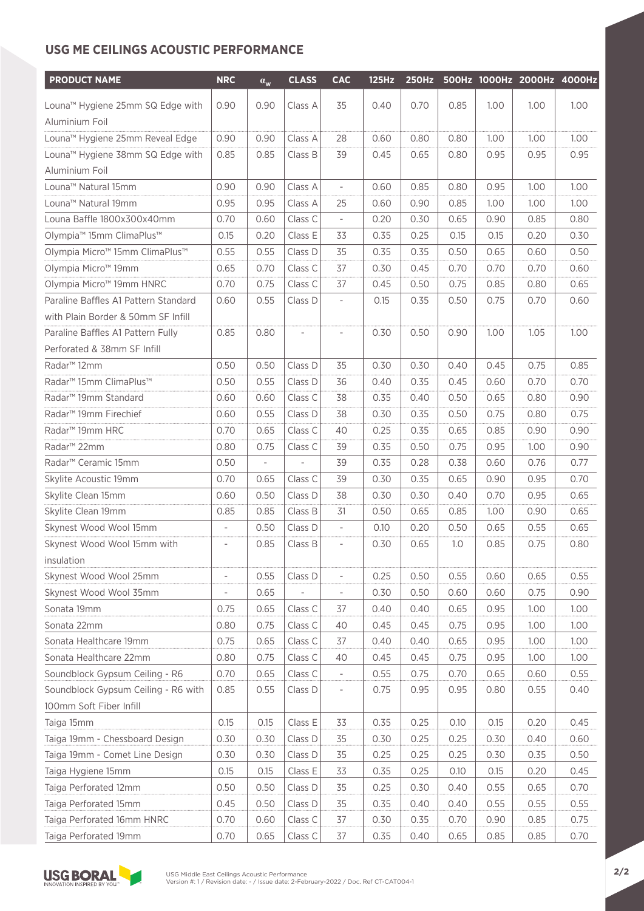## USG ME CEILINGS ACOUSTIC PERFORMANCE

| PRODUCT NAME | NRC | $\alpha_w$ | CLASS | CAC | 125Hz | 250Hz | 500Hz | 1000Hz | 2000Hz | 4000Hz |
|---|---|---|---|---|---|---|---|---|---|---|
| Louna™ Hygiene 25mm SQ Edge with Aluminium Foil | 0.90 | 0.90 | Class A | 35 | 0.40 | 0.70 | 0.85 | 1.00 | 1.00 | 1.00 |
| Louna™ Hygiene 25mm Reveal Edge | 0.90 | 0.90 | Class A | 28 | 0.60 | 0.80 | 0.80 | 1.00 | 1.00 | 1.00 |
| Louna™ Hygiene 38mm SQ Edge with Aluminium Foil | 0.85 | 0.85 | Class B | 39 | 0.45 | 0.65 | 0.80 | 0.95 | 0.95 | 0.95 |
| Louna™ Natural 15mm | 0.90 | 0.90 | Class A | - | 0.60 | 0.85 | 0.80 | 0.95 | 1.00 | 1.00 |
| Louna™ Natural 19mm | 0.95 | 0.95 | Class A | 25 | 0.60 | 0.90 | 0.85 | 1.00 | 1.00 | 1.00 |
| Louna Baffle 1800x300x40mm | 0.70 | 0.60 | Class C | - | 0.20 | 0.30 | 0.65 | 0.90 | 0.85 | 0.80 |
| Olympia™ 15mm ClimaPlus™ | 0.15 | 0.20 | Class E | 33 | 0.35 | 0.25 | 0.15 | 0.15 | 0.20 | 0.30 |
| Olympia Micro™ 15mm ClimaPlus™ | 0.55 | 0.55 | Class D | 35 | 0.35 | 0.35 | 0.50 | 0.65 | 0.60 | 0.50 |
| Olympia Micro™ 19mm | 0.65 | 0.70 | Class C | 37 | 0.30 | 0.45 | 0.70 | 0.70 | 0.70 | 0.60 |
| Olympia Micro™ 19mm HNRC | 0.70 | 0.75 | Class C | 37 | 0.45 | 0.50 | 0.75 | 0.85 | 0.80 | 0.65 |
| Paraline Baffles A1 Pattern Standard with Plain Border & 50mm SF Infill | 0.60 | 0.55 | Class D | - | 0.15 | 0.35 | 0.50 | 0.75 | 0.70 | 0.60 |
| Paraline Baffles A1 Pattern Fully Perforated & 38mm SF Infill | 0.85 | 0.80 | - | - | 0.30 | 0.50 | 0.90 | 1.00 | 1.05 | 1.00 |
| Radar™ 12mm | 0.50 | 0.50 | Class D | 35 | 0.30 | 0.30 | 0.40 | 0.45 | 0.75 | 0.85 |
| Radar™ 15mm ClimaPlus™ | 0.50 | 0.55 | Class D | 36 | 0.40 | 0.35 | 0.45 | 0.60 | 0.70 | 0.70 |
| Radar™ 19mm Standard | 0.60 | 0.60 | Class C | 38 | 0.35 | 0.40 | 0.50 | 0.65 | 0.80 | 0.90 |
| Radar™ 19mm Firechief | 0.60 | 0.55 | Class D | 38 | 0.30 | 0.35 | 0.50 | 0.75 | 0.80 | 0.75 |
| Radar™ 19mm HRC | 0.70 | 0.65 | Class C | 40 | 0.25 | 0.35 | 0.65 | 0.85 | 0.90 | 0.90 |
| Radar™ 22mm | 0.80 | 0.75 | Class C | 39 | 0.35 | 0.50 | 0.75 | 0.95 | 1.00 | 0.90 |
| Radar™ Ceramic 15mm | 0.50 | - | - | 39 | 0.35 | 0.28 | 0.38 | 0.60 | 0.76 | 0.77 |
| Skylite Acoustic 19mm | 0.70 | 0.65 | Class C | 39 | 0.30 | 0.35 | 0.65 | 0.90 | 0.95 | 0.70 |
| Skylite Clean 15mm | 0.60 | 0.50 | Class D | 38 | 0.30 | 0.30 | 0.40 | 0.70 | 0.95 | 0.65 |
| Skylite Clean 19mm | 0.85 | 0.85 | Class B | 31 | 0.50 | 0.65 | 0.85 | 1.00 | 0.90 | 0.65 |
| Skynest Wood Wool 15mm | - | 0.50 | Class D | - | 0.10 | 0.20 | 0.50 | 0.65 | 0.55 | 0.65 |
| Skynest Wood Wool 15mm with insulation | - | 0.85 | Class B | - | 0.30 | 0.65 | 1.0 | 0.85 | 0.75 | 0.80 |
| Skynest Wood Wool 25mm | - | 0.55 | Class D | - | 0.25 | 0.50 | 0.55 | 0.60 | 0.65 | 0.55 |
| Skynest Wood Wool 35mm | - | 0.65 | - | - | 0.30 | 0.50 | 0.60 | 0.60 | 0.75 | 0.90 |
| Sonata 19mm | 0.75 | 0.65 | Class C | 37 | 0.40 | 0.40 | 0.65 | 0.95 | 1.00 | 1.00 |
| Sonata 22mm | 0.80 | 0.75 | Class C | 40 | 0.45 | 0.45 | 0.75 | 0.95 | 1.00 | 1.00 |
| Sonata Healthcare 19mm | 0.75 | 0.65 | Class C | 37 | 0.40 | 0.40 | 0.65 | 0.95 | 1.00 | 1.00 |
| Sonata Healthcare 22mm | 0.80 | 0.75 | Class C | 40 | 0.45 | 0.45 | 0.75 | 0.95 | 1.00 | 1.00 |
| Soundblock Gypsum Ceiling - R6 | 0.70 | 0.65 | Class C | - | 0.55 | 0.75 | 0.70 | 0.65 | 0.60 | 0.55 |
| Soundblock Gypsum Ceiling - R6 with 100mm Soft Fiber Infill | 0.85 | 0.55 | Class D | - | 0.75 | 0.95 | 0.95 | 0.80 | 0.55 | 0.40 |
| Taiga 15mm | 0.15 | 0.15 | Class E | 33 | 0.35 | 0.25 | 0.10 | 0.15 | 0.20 | 0.45 |
| Taiga 19mm - Chessboard Design | 0.30 | 0.30 | Class D | 35 | 0.30 | 0.25 | 0.25 | 0.30 | 0.40 | 0.60 |
| Taiga 19mm - Comet Line Design | 0.30 | 0.30 | Class D | 35 | 0.25 | 0.25 | 0.25 | 0.30 | 0.35 | 0.50 |
| Taiga Hygiene 15mm | 0.15 | 0.15 | Class E | 33 | 0.35 | 0.25 | 0.10 | 0.15 | 0.20 | 0.45 |
| Taiga Perforated 12mm | 0.50 | 0.50 | Class D | 35 | 0.25 | 0.30 | 0.40 | 0.55 | 0.65 | 0.70 |
| Taiga Perforated 15mm | 0.45 | 0.50 | Class D | 35 | 0.35 | 0.40 | 0.40 | 0.55 | 0.55 | 0.55 |
| Taiga Perforated 16mm HNRC | 0.70 | 0.60 | Class C | 37 | 0.30 | 0.35 | 0.70 | 0.90 | 0.85 | 0.75 |
| Taiga Perforated 19mm | 0.70 | 0.65 | Class C | 37 | 0.35 | 0.40 | 0.65 | 0.85 | 0.85 | 0.70 |

USG BORAL
INNOVATION INSPIRED BY YOU.™

USG Middle East Ceilings Acoustic Performance
Version #: 1 / Revision date: - / Issue date: 2-February-2022 / Doc. Ref CT-CAT004-1